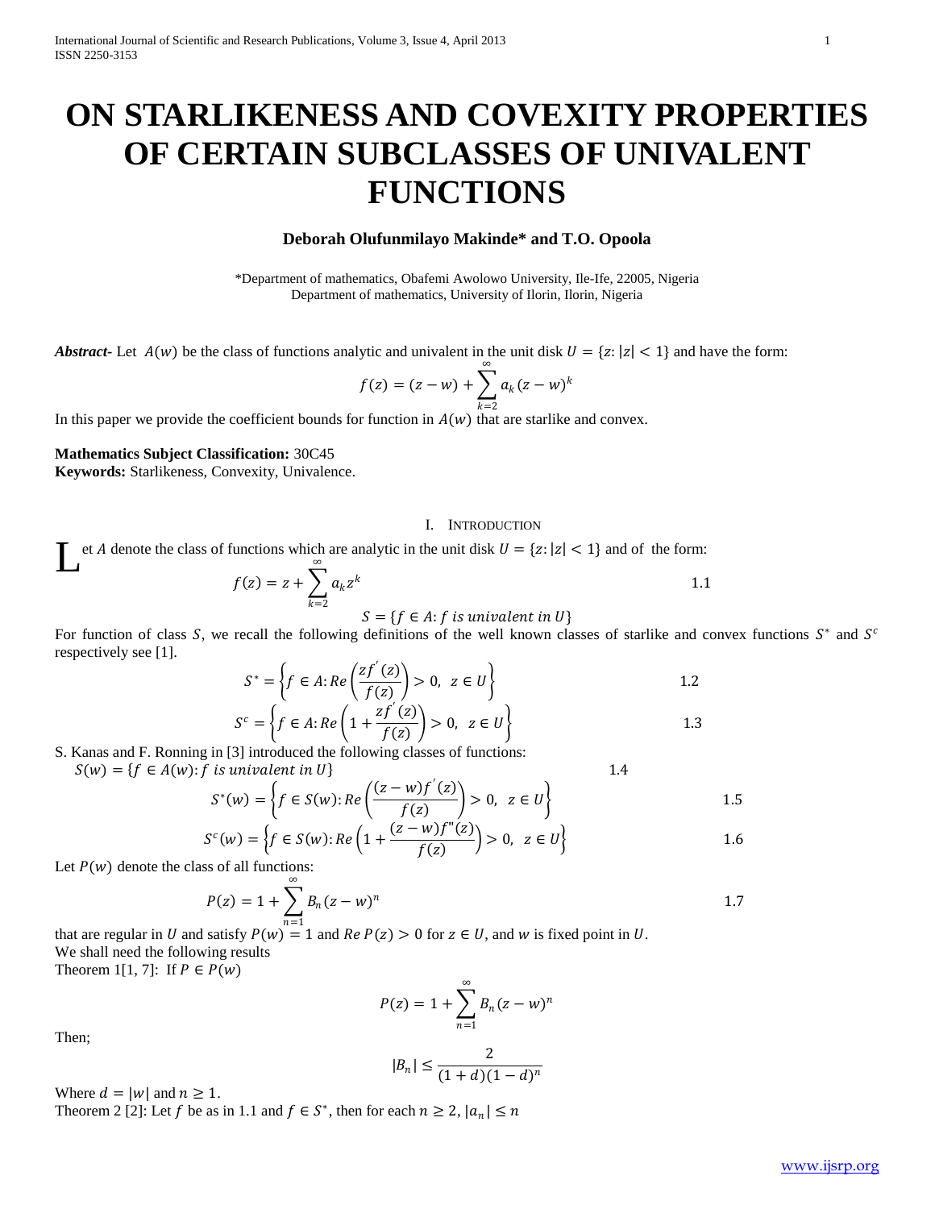# ON STARLIKENESS AND COVEXITY PROPERTIES OF CERTAIN SUBCLASSES OF UNIVALENT FUNCTIONS

**Deborah Olufunmilayo Makinde\* and T.O. Opoola**

\*Department of mathematics, Obafemi Awolowo University, Ile-Ife, 22005, Nigeria
Department of mathematics, University of Ilorin, Ilorin, Nigeria

***Abstract-*** Let $A(w)$ be the class of functions analytic and univalent in the unit disk $U = \{z: |z| < 1\}$ and have the form:

$$f(z) = (z - w) + \sum_{k=2}^{\infty} a_k (z - w)^k$$

In this paper we provide the coefficient bounds for function in $A(w)$ that are starlike and convex.

**Mathematics Subject Classification:** 30C45
**Keywords:** Starlikeness, Convexity, Univalence.

## I. Introduction

Let $A$ denote the class of functions which are analytic in the unit disk $U = \{z: |z| < 1\}$ and of the form:

$$f(z) = z + \sum_{k=2}^{\infty} a_k z^k \qquad 1.1$$

$$S = \{f \in A: f \text{ is univalent in } U\}$$

For function of class $S$, we recall the following definitions of the well known classes of starlike and convex functions $S^*$ and $S^c$ respectively see [1].

$$S^* = \left\{f \in A: Re\left(\frac{zf'(z)}{f(z)}\right) > 0, \ z \in U\right\} \qquad 1.2$$

$$S^c = \left\{f \in A: Re\left(1 + \frac{zf'(z)}{f(z)}\right) > 0, \ z \in U\right\} \qquad 1.3$$

S. Kanas and F. Ronning in [3] introduced the following classes of functions:

$$S(w) = \{f \in A(w): f \text{ is univalent in } U\} \qquad 1.4$$

$$S^*(w) = \left\{f \in S(w): Re\left(\frac{(z-w)f'(z)}{f(z)}\right) > 0, \ z \in U\right\} \qquad 1.5$$

$$S^c(w) = \left\{f \in S(w): Re\left(1 + \frac{(z-w)f''(z)}{f(z)}\right) > 0, \ z \in U\right\} \qquad 1.6$$

Let $P(w)$ denote the class of all functions:

$$P(z) = 1 + \sum_{n=1}^{\infty} B_n (z - w)^n \qquad 1.7$$

that are regular in $U$ and satisfy $P(w) = 1$ and $Re\, P(z) > 0$ for $z \in U$, and $w$ is fixed point in $U$.
We shall need the following results
Theorem 1[1, 7]: If $P \in P(w)$

$$P(z) = 1 + \sum_{n=1}^{\infty} B_n (z - w)^n$$

Then;

$$|B_n| \leq \frac{2}{(1+d)(1-d)^n}$$

Where $d = |w|$ and $n \geq 1$.
Theorem 2 [2]: Let $f$ be as in 1.1 and $f \in S^*$, then for each $n \geq 2$, $|a_n| \leq n$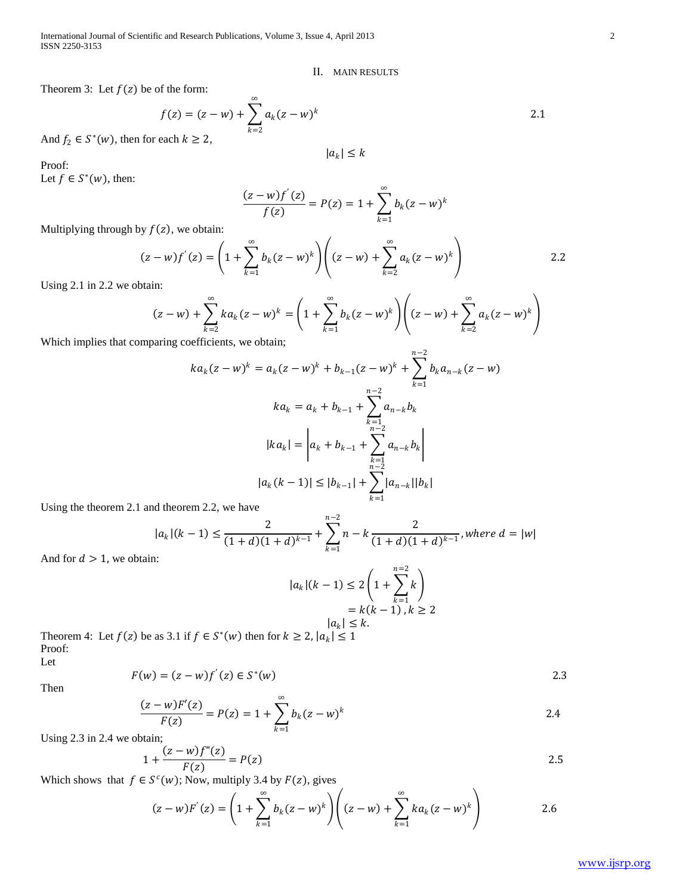## II. MAIN RESULTS

Theorem 3: Let $f(z)$ be of the form:

$$f(z) = (z-w) + \sum_{k=2}^{\infty} a_k (z-w)^k \qquad 2.1$$

And $f_2 \in S^*(w)$, then for each $k \geq 2$,

$$|a_k| \leq k$$

Proof:
Let $f \in S^*(w)$, then:

$$\frac{(z-w)f'(z)}{f(z)} = P(z) = 1 + \sum_{k=1}^{\infty} b_k (z-w)^k$$

Multiplying through by $f(z)$, we obtain:

$$(z-w)f'(z) = \left(1 + \sum_{k=1}^{\infty} b_k (z-w)^k\right)\left((z-w) + \sum_{k=2}^{\infty} a_k (z-w)^k\right) \qquad 2.2$$

Using 2.1 in 2.2 we obtain:

$$(z-w) + \sum_{k=2}^{\infty} k a_k (z-w)^k = \left(1 + \sum_{k=1}^{\infty} b_k (z-w)^k\right)\left((z-w) + \sum_{k=2}^{\infty} a_k (z-w)^k\right)$$

Which implies that comparing coefficients, we obtain;

$$k a_k (z-w)^k = a_k (z-w)^k + b_{k-1}(z-w)^k + \sum_{k=1}^{n-2} b_k a_{n-k}(z-w)$$

$$k a_k = a_k + b_{k-1} + \sum_{k=1}^{n-2} a_{n-k} b_k$$

$$|k a_k| = \left| a_k + b_{k-1} + \sum_{k=1}^{n-2} a_{n-k} b_k \right|$$

$$|a_k (k-1)| \leq |b_{k-1}| + \sum_{k=1}^{n-2} |a_{n-k}||b_k|$$

Using the theorem 2.1 and theorem 2.2, we have

$$|a_k|(k-1) \leq \frac{2}{(1+d)(1+d)^{k-1}} + \sum_{k=1}^{n-2} n-k \, \frac{2}{(1+d)(1+d)^{k-1}}, \text{where } d = |w|$$

And for $d > 1$, we obtain:

$$|a_k|(k-1) \leq 2\left(1 + \sum_{k=1}^{n=2} k\right)$$
$$= k(k-1), k \geq 2$$
$$|a_k| \leq k.$$

Theorem 4: Let $f(z)$ be as 3.1 if $f \in S^*(w)$ then for $k \geq 2$, $|a_k| \leq 1$

Proof:
Let

$$F(w) = (z-w)f'(z) \in S^*(w) \qquad 2.3$$

Then

$$\frac{(z-w)F'(z)}{F(z)} = P(z) = 1 + \sum_{k=1}^{\infty} b_k (z-w)^k \qquad 2.4$$

Using 2.3 in 2.4 we obtain;

$$1 + \frac{(z-w)f''(z)}{F(z)} = P(z) \qquad 2.5$$

Which shows that $f \in S^c(w)$; Now, multiply 3.4 by $F(z)$, gives

$$(z-w)F'(z) = \left(1 + \sum_{k=1}^{\infty} b_k (z-w)^k\right)\left((z-w) + \sum_{k=1}^{\infty} k a_k (z-w)^k\right) \qquad 2.6$$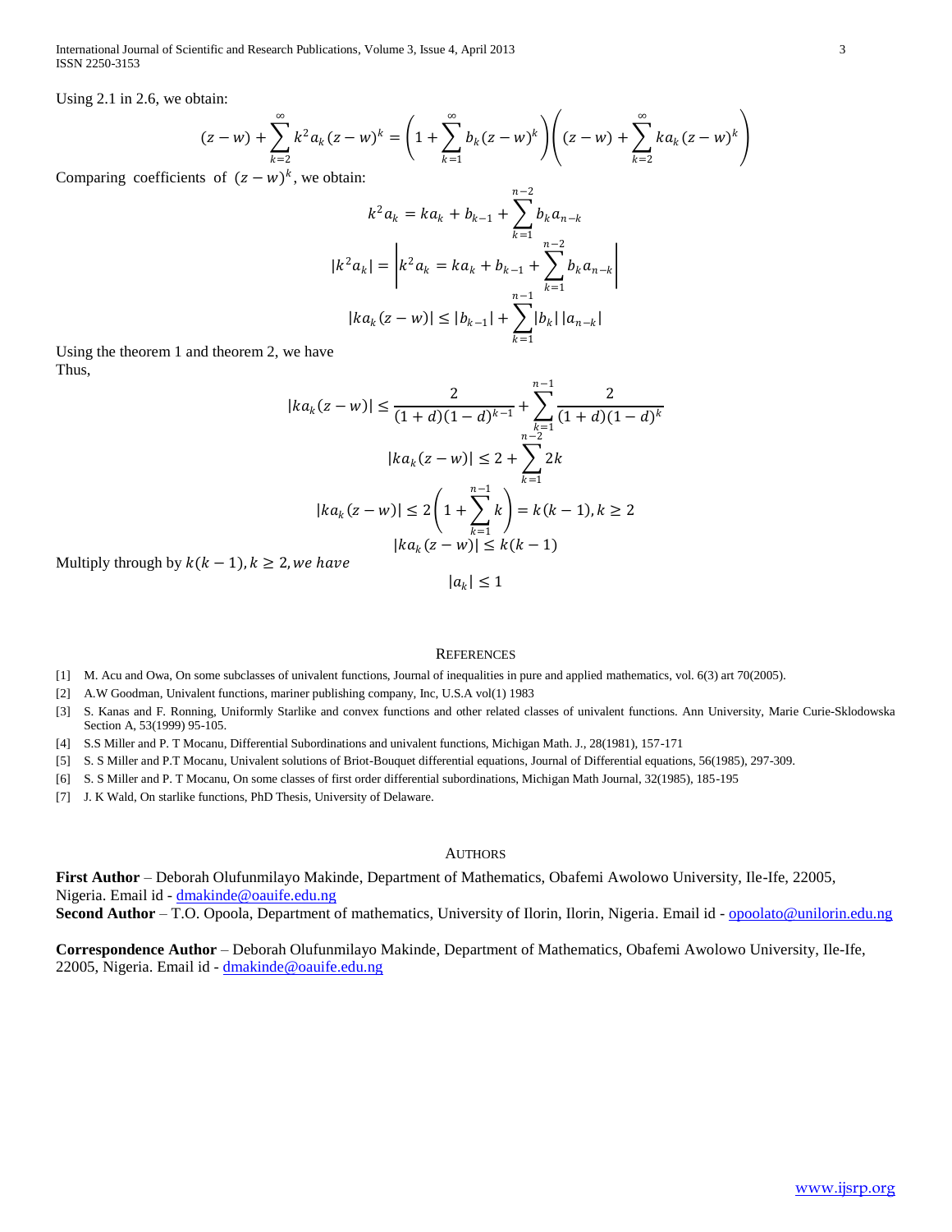Using 2.1 in 2.6, we obtain:

$$(z-w)+\sum_{k=2}^{\infty}k^2a_k(z-w)^k=\left(1+\sum_{k=1}^{\infty}b_k(z-w)^k\right)\left((z-w)+\sum_{k=2}^{\infty}ka_k(z-w)^k\right)$$

Comparing coefficients of $(z-w)^k$, we obtain:

$$k^2a_k=ka_k+b_{k-1}+\sum_{k=1}^{n-2}b_ka_{n-k}$$

$$|k^2a_k|=\left|k^2a_k=ka_k+b_{k-1}+\sum_{k=1}^{n-2}b_ka_{n-k}\right|$$

$$|ka_k(z-w)|\leq|b_{k-1}|+\sum_{k=1}^{n-1}|b_k|\,|a_{n-k}|$$

Using the theorem 1 and theorem 2, we have

Thus,

$$|ka_k(z-w)|\leq\frac{2}{(1+d)(1-d)^{k-1}}+\sum_{k=1}^{n-1}\frac{2}{(1+d)(1-d)^k}$$

$$|ka_k(z-w)|\leq 2+\sum_{k=1}^{n-2}2k$$

$$|ka_k(z-w)|\leq 2\left(1+\sum_{k=1}^{n-1}k\right)=k(k-1),k\geq 2$$

$$|ka_k(z-w)|\leq k(k-1)$$

Multiply through by $k(k-1), k\geq 2, we\ have$

$$|a_k|\leq 1$$

## References

[1] M. Acu and Owa, On some subclasses of univalent functions, Journal of inequalities in pure and applied mathematics, vol. 6(3) art 70(2005).

[2] A.W Goodman, Univalent functions, mariner publishing company, Inc, U.S.A vol(1) 1983

[3] S. Kanas and F. Ronning, Uniformly Starlike and convex functions and other related classes of univalent functions. Ann University, Marie Curie-Sklodowska Section A, 53(1999) 95-105.

[4] S.S Miller and P. T Mocanu, Differential Subordinations and univalent functions, Michigan Math. J., 28(1981), 157-171

[5] S. S Miller and P.T Mocanu, Univalent solutions of Briot-Bouquet differential equations, Journal of Differential equations, 56(1985), 297-309.

[6] S. S Miller and P. T Mocanu, On some classes of first order differential subordinations, Michigan Math Journal, 32(1985), 185-195

[7] J. K Wald, On starlike functions, PhD Thesis, University of Delaware.

## Authors

**First Author** – Deborah Olufunmilayo Makinde, Department of Mathematics, Obafemi Awolowo University, Ile-Ife, 22005, Nigeria. Email id - dmakinde@oauife.edu.ng

**Second Author** – T.O. Opoola, Department of mathematics, University of Ilorin, Ilorin, Nigeria. Email id - opoolato@unilorin.edu.ng

**Correspondence Author** – Deborah Olufunmilayo Makinde, Department of Mathematics, Obafemi Awolowo University, Ile-Ife, 22005, Nigeria. Email id - dmakinde@oauife.edu.ng